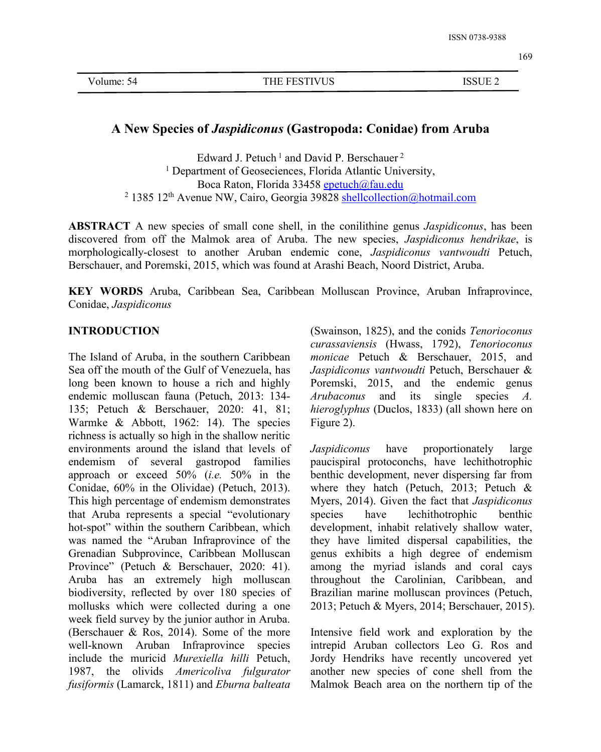# A New Species of *Jaspidiconus* (Gastropoda: Conidae) from Aruba

Edward J. Petuch [1] and David P. Berschauer [2]

[1] Department of Geosciences, Florida Atlantic University, Boca Raton, Florida 33458 epetuch@fau.edu

[2] 1385 12th Avenue NW, Cairo, Georgia 39828 shellcollection@hotmail.com

**ABSTRACT** A new species of small cone shell, in the conilithine genus *Jaspidiconus*, has been discovered from off the Malmok area of Aruba. The new species, *Jaspidiconus hendrikae*, is morphologically-closest to another Aruban endemic cone, *Jaspidiconus vantwoudti* Petuch, Berschauer, and Poremski, 2015, which was found at Arashi Beach, Noord District, Aruba.

**KEY WORDS** Aruba, Caribbean Sea, Caribbean Molluscan Province, Aruban Infraprovince, Conidae, *Jaspidiconus*

## INTRODUCTION

The Island of Aruba, in the southern Caribbean Sea off the mouth of the Gulf of Venezuela, has long been known to house a rich and highly endemic molluscan fauna (Petuch, 2013: 134-135; Petuch & Berschauer, 2020: 41, 81; Warmke & Abbott, 1962: 14). The species richness is actually so high in the shallow neritic environments around the island that levels of endemism of several gastropod families approach or exceed 50% (*i.e.* 50% in the Conidae, 60% in the Olividae) (Petuch, 2013). This high percentage of endemism demonstrates that Aruba represents a special "evolutionary hot-spot" within the southern Caribbean, which was named the "Aruban Infraprovince of the Grenadian Subprovince, Caribbean Molluscan Province" (Petuch & Berschauer, 2020: 41). Aruba has an extremely high molluscan biodiversity, reflected by over 180 species of mollusks which were collected during a one week field survey by the junior author in Aruba. (Berschauer & Ros, 2014). Some of the more well-known Aruban Infraprovince species include the muricid *Murexiella hilli* Petuch, 1987, the olivids *Americoliva fulgurator fusiformis* (Lamarck, 1811) and *Eburna balteata* (Swainson, 1825), and the conids *Tenorioconus curassaviensis* (Hwass, 1792), *Tenorioconus monicae* Petuch & Berschauer, 2015, and *Jaspidiconus vantwoudti* Petuch, Berschauer & Poremski, 2015, and the endemic genus *Arubaconus* and its single species *A. hieroglyphus* (Duclos, 1833) (all shown here on Figure 2).

*Jaspidiconus* have proportionately large paucispiral protoconchs, have lechithotrophic benthic development, never dispersing far from where they hatch (Petuch, 2013; Petuch & Myers, 2014). Given the fact that *Jaspidiconus* species have lechithotrophic benthic development, inhabit relatively shallow water, they have limited dispersal capabilities, the genus exhibits a high degree of endemism among the myriad islands and coral cays throughout the Carolinian, Caribbean, and Brazilian marine molluscan provinces (Petuch, 2013; Petuch & Myers, 2014; Berschauer, 2015).

Intensive field work and exploration by the intrepid Aruban collectors Leo G. Ros and Jordy Hendriks have recently uncovered yet another new species of cone shell from the Malmok Beach area on the northern tip of the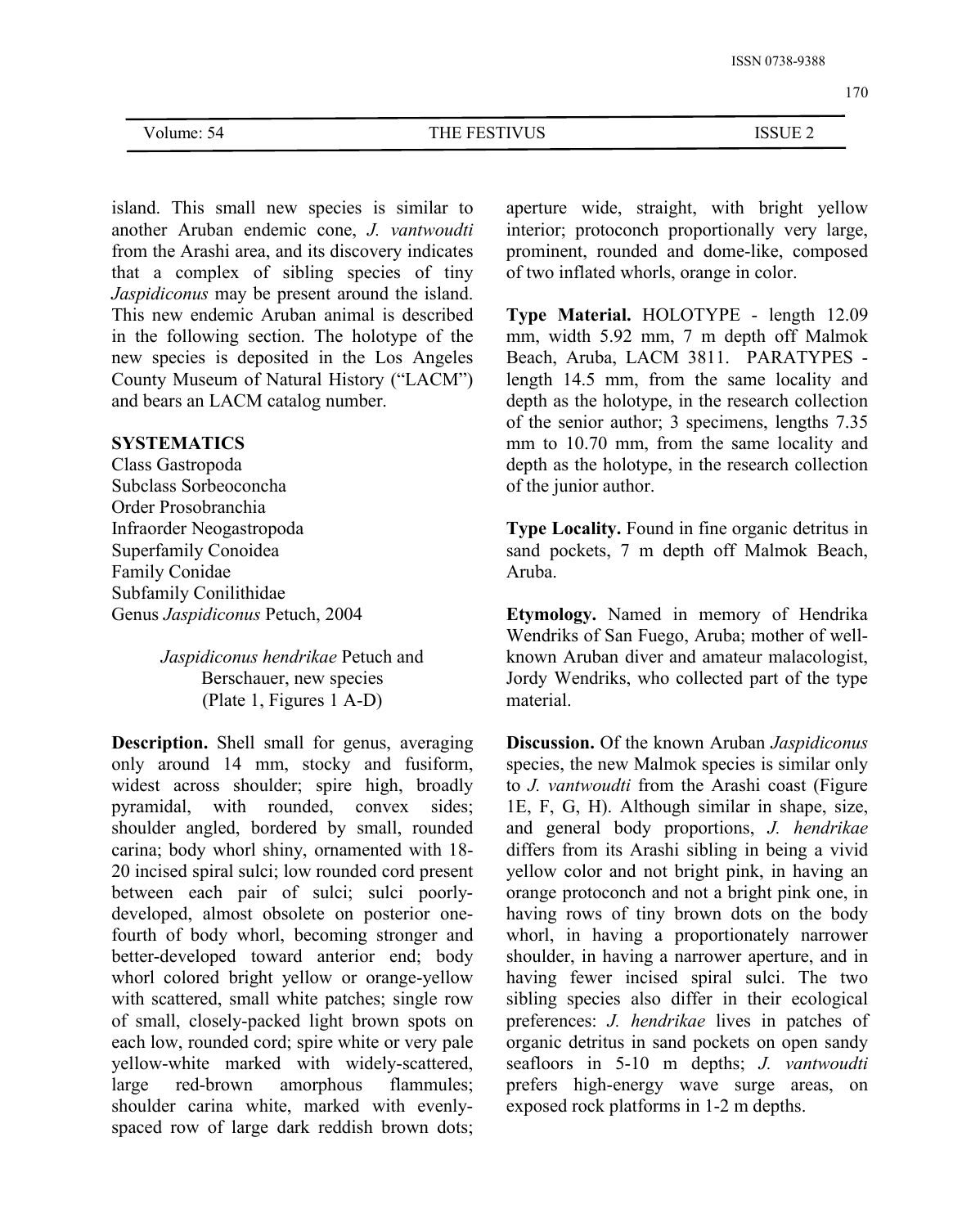island. This small new species is similar to another Aruban endemic cone, *J. vantwoudti* from the Arashi area, and its discovery indicates that a complex of sibling species of tiny *Jaspidiconus* may be present around the island. This new endemic Aruban animal is described in the following section. The holotype of the new species is deposited in the Los Angeles County Museum of Natural History ("LACM") and bears an LACM catalog number.

## SYSTEMATICS

Class Gastropoda
Subclass Sorbeoconcha
Order Prosobranchia
Infraorder Neogastropoda
Superfamily Conoidea
Family Conidae
Subfamily Conilithidae
Genus *Jaspidiconus* Petuch, 2004

*Jaspidiconus hendrikae* Petuch and Berschauer, new species
(Plate 1, Figures 1 A-D)

**Description.** Shell small for genus, averaging only around 14 mm, stocky and fusiform, widest across shoulder; spire high, broadly pyramidal, with rounded, convex sides; shoulder angled, bordered by small, rounded carina; body whorl shiny, ornamented with 18-20 incised spiral sulci; low rounded cord present between each pair of sulci; sulci poorly-developed, almost obsolete on posterior one-fourth of body whorl, becoming stronger and better-developed toward anterior end; body whorl colored bright yellow or orange-yellow with scattered, small white patches; single row of small, closely-packed light brown spots on each low, rounded cord; spire white or very pale yellow-white marked with widely-scattered, large red-brown amorphous flammules; shoulder carina white, marked with evenly-spaced row of large dark reddish brown dots; aperture wide, straight, with bright yellow interior; protoconch proportionally very large, prominent, rounded and dome-like, composed of two inflated whorls, orange in color.

**Type Material.** HOLOTYPE - length 12.09 mm, width 5.92 mm, 7 m depth off Malmok Beach, Aruba, LACM 3811. PARATYPES - length 14.5 mm, from the same locality and depth as the holotype, in the research collection of the senior author; 3 specimens, lengths 7.35 mm to 10.70 mm, from the same locality and depth as the holotype, in the research collection of the junior author.

**Type Locality.** Found in fine organic detritus in sand pockets, 7 m depth off Malmok Beach, Aruba.

**Etymology.** Named in memory of Hendrika Wendriks of San Fuego, Aruba; mother of well-known Aruban diver and amateur malacologist, Jordy Wendriks, who collected part of the type material.

**Discussion.** Of the known Aruban *Jaspidiconus* species, the new Malmok species is similar only to *J. vantwoudti* from the Arashi coast (Figure 1E, F, G, H). Although similar in shape, size, and general body proportions, *J. hendrikae* differs from its Arashi sibling in being a vivid yellow color and not bright pink, in having an orange protoconch and not a bright pink one, in having rows of tiny brown dots on the body whorl, in having a proportionately narrower shoulder, in having a narrower aperture, and in having fewer incised spiral sulci. The two sibling species also differ in their ecological preferences: *J. hendrikae* lives in patches of organic detritus in sand pockets on open sandy seafloors in 5-10 m depths; *J. vantwoudti* prefers high-energy wave surge areas, on exposed rock platforms in 1-2 m depths.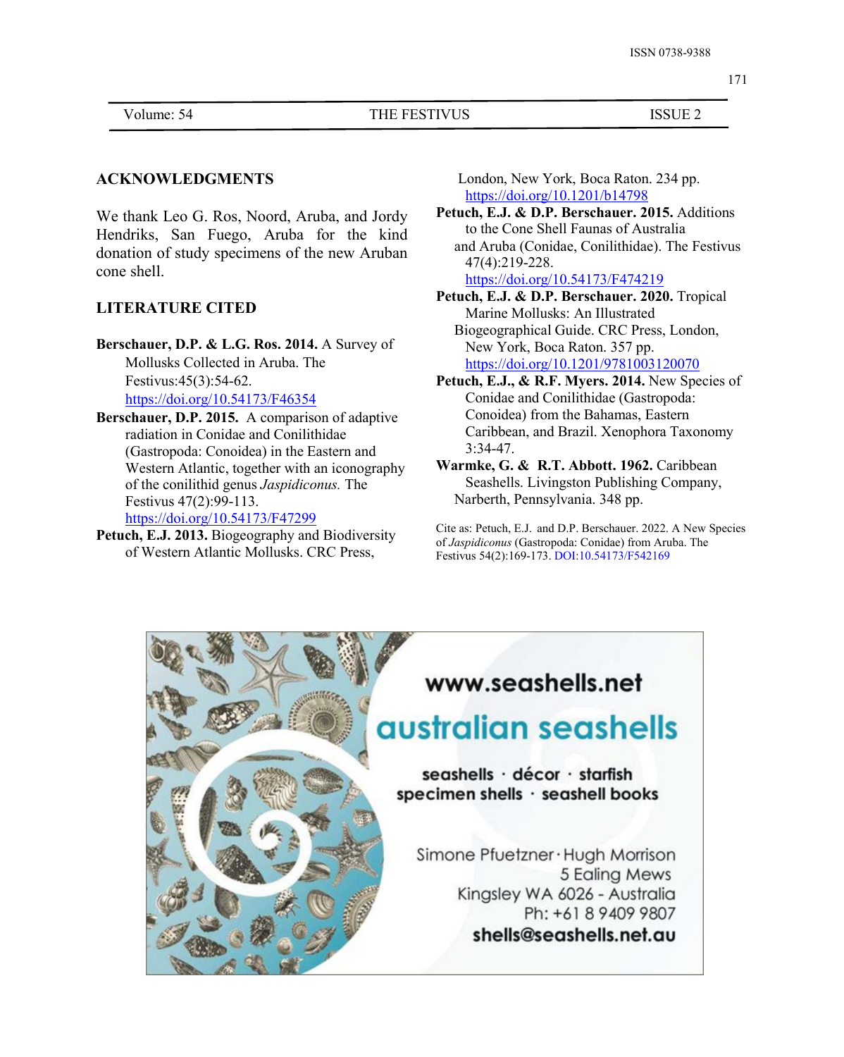## ACKNOWLEDGMENTS

We thank Leo G. Ros, Noord, Aruba, and Jordy Hendriks, San Fuego, Aruba for the kind donation of study specimens of the new Aruban cone shell.

## LITERATURE CITED

**Berschauer, D.P. & L.G. Ros. 2014.** A Survey of Mollusks Collected in Aruba. The Festivus:45(3):54-62. https://doi.org/10.54173/F46354

**Berschauer, D.P. 2015.** A comparison of adaptive radiation in Conidae and Conilithidae (Gastropoda: Conoidea) in the Eastern and Western Atlantic, together with an iconography of the conilithid genus *Jaspidiconus.* The Festivus 47(2):99-113. https://doi.org/10.54173/F47299

**Petuch, E.J. 2013.** Biogeography and Biodiversity of Western Atlantic Mollusks. CRC Press, London, New York, Boca Raton. 234 pp. https://doi.org/10.1201/b14798

**Petuch, E.J. & D.P. Berschauer. 2015.** Additions to the Cone Shell Faunas of Australia and Aruba (Conidae, Conilithidae). The Festivus 47(4):219-228. https://doi.org/10.54173/F474219

**Petuch, E.J. & D.P. Berschauer. 2020.** Tropical Marine Mollusks: An Illustrated Biogeographical Guide. CRC Press, London, New York, Boca Raton. 357 pp. https://doi.org/10.1201/9781003120070

**Petuch, E.J., & R.F. Myers. 2014.** New Species of Conidae and Conilithidae (Gastropoda: Conoidea) from the Bahamas, Eastern Caribbean, and Brazil. Xenophora Taxonomy 3:34-47.

**Warmke, G. & R.T. Abbott. 1962.** Caribbean Seashells. Livingston Publishing Company, Narberth, Pennsylvania. 348 pp.

Cite as: Petuch, E.J. and D.P. Berschauer. 2022. A New Species of *Jaspidiconus* (Gastropoda: Conidae) from Aruba. The Festivus 54(2):169-173. DOI:10.54173/F542169

www.seashells.net

australian seashells

seashells · décor · starfish
specimen shells · seashell books

Simone Pfuetzner · Hugh Morrison
5 Ealing Mews
Kingsley WA 6026 - Australia
Ph: +61 8 9409 9807
**shells@seashells.net.au**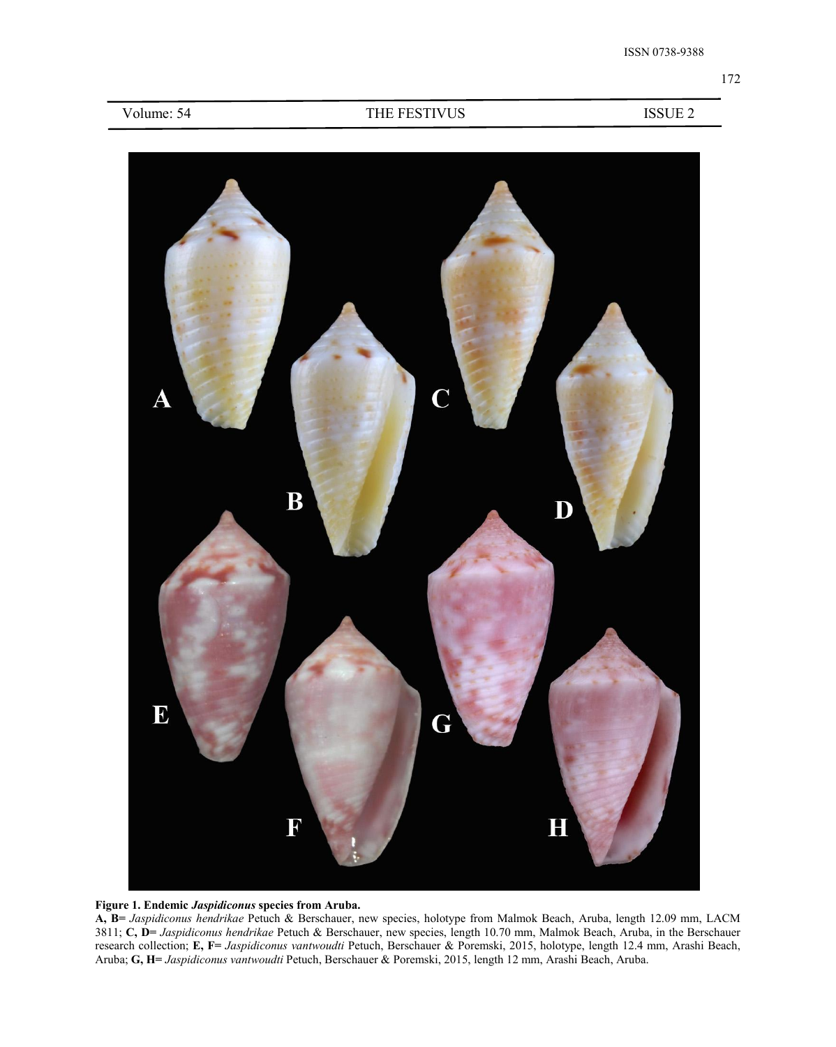**Figure 1. Endemic *Jaspidiconus* species from Aruba.**

**A, B=** *Jaspidiconus hendrikae* Petuch & Berschauer, new species, holotype from Malmok Beach, Aruba, length 12.09 mm, LACM 3811; **C, D=** *Jaspidiconus hendrikae* Petuch & Berschauer, new species, length 10.70 mm, Malmok Beach, Aruba, in the Berschauer research collection; **E, F=** *Jaspidiconus vantwoudti* Petuch, Berschauer & Poremski, 2015, holotype, length 12.4 mm, Arashi Beach, Aruba; **G, H=** *Jaspidiconus vantwoudti* Petuch, Berschauer & Poremski, 2015, length 12 mm, Arashi Beach, Aruba.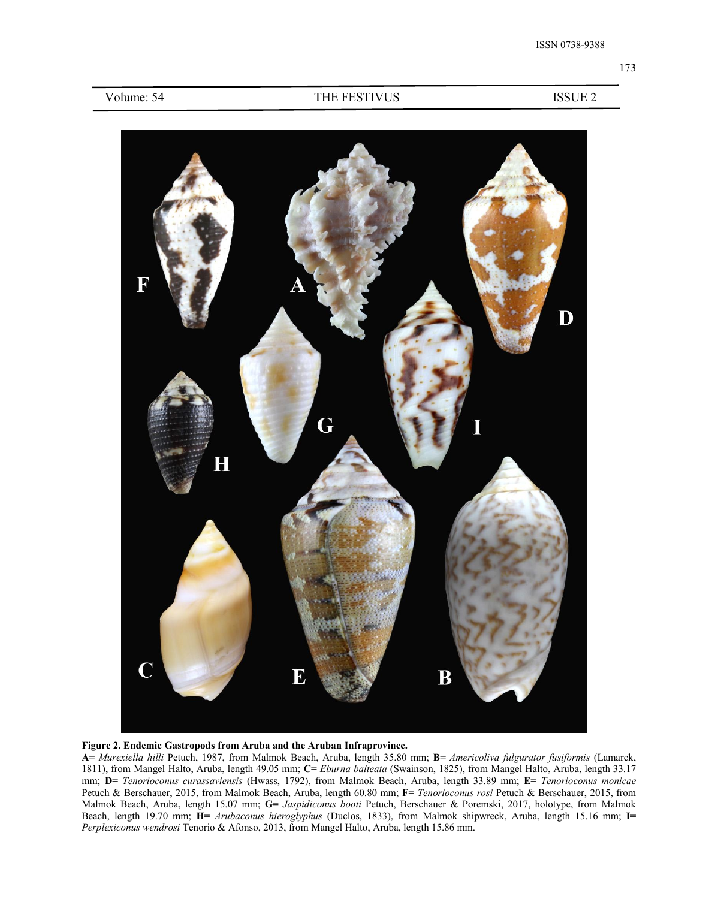**Figure 2. Endemic Gastropods from Aruba and the Aruban Infraprovince.**

**A=** *Murexiella hilli* Petuch, 1987, from Malmok Beach, Aruba, length 35.80 mm; **B=** *Americoliva fulgurator fusiformis* (Lamarck, 1811), from Mangel Halto, Aruba, length 49.05 mm; **C=** *Eburna balteata* (Swainson, 1825), from Mangel Halto, Aruba, length 33.17 mm; **D=** *Tenorioconus curassaviensis* (Hwass, 1792), from Malmok Beach, Aruba, length 33.89 mm; **E=** *Tenorioconus monicae* Petuch & Berschauer, 2015, from Malmok Beach, Aruba, length 60.80 mm; **F=** *Tenorioconus rosi* Petuch & Berschauer, 2015, from Malmok Beach, Aruba, length 15.07 mm; **G=** *Jaspidiconus booti* Petuch, Berschauer & Poremski, 2017, holotype, from Malmok Beach, length 19.70 mm; **H=** *Arubaconus hieroglyphus* (Duclos, 1833), from Malmok shipwreck, Aruba, length 15.16 mm; **I=** *Perplexiconus wendrosi* Tenorio & Afonso, 2013, from Mangel Halto, Aruba, length 15.86 mm.